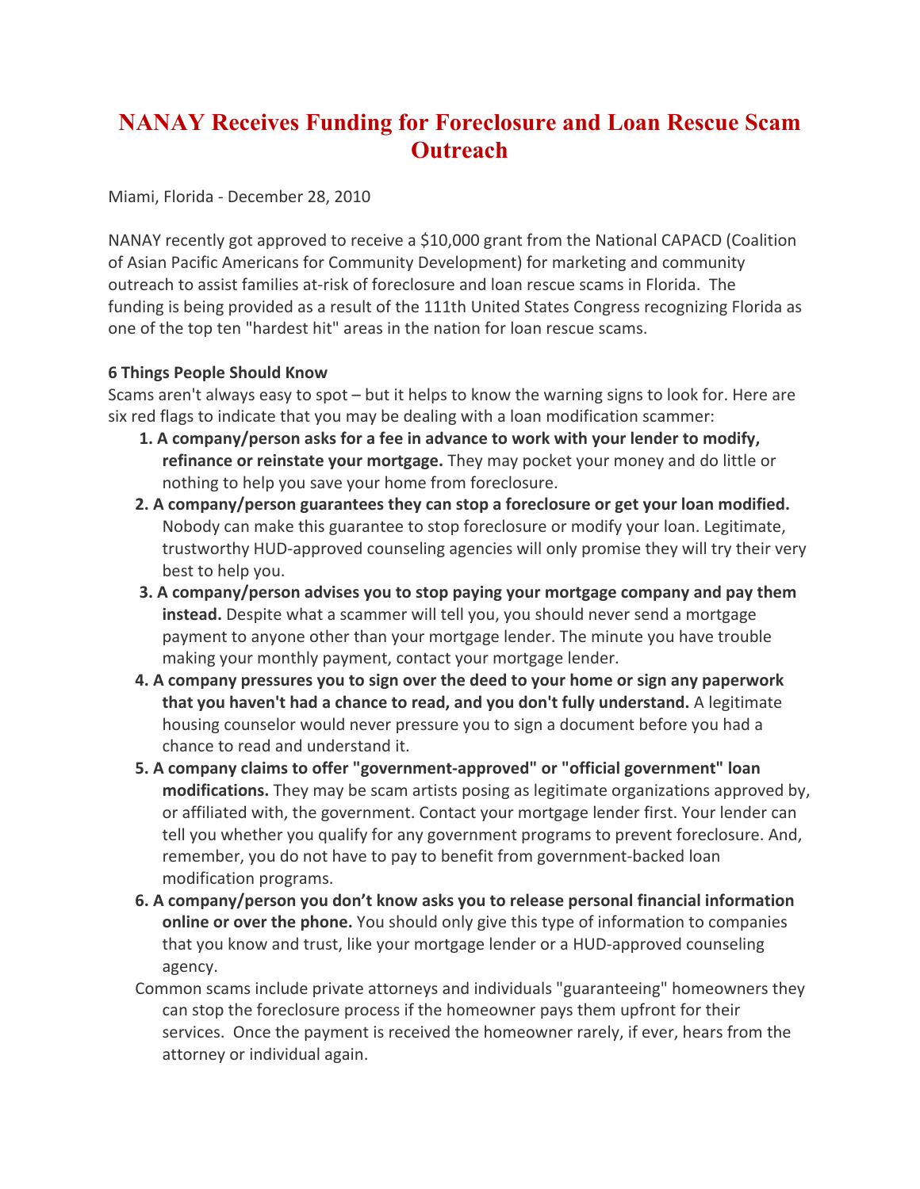# NANAY Receives Funding for Foreclosure and Loan Rescue Scam Outreach

Miami, Florida - December 28, 2010

NANAY recently got approved to receive a $10,000 grant from the National CAPACD (Coalition of Asian Pacific Americans for Community Development) for marketing and community outreach to assist families at-risk of foreclosure and loan rescue scams in Florida. The funding is being provided as a result of the 111th United States Congress recognizing Florida as one of the top ten "hardest hit" areas in the nation for loan rescue scams.

**6 Things People Should Know**

Scams aren't always easy to spot – but it helps to know the warning signs to look for. Here are six red flags to indicate that you may be dealing with a loan modification scammer:

1. **A company/person asks for a fee in advance to work with your lender to modify, refinance or reinstate your mortgage.** They may pocket your money and do little or nothing to help you save your home from foreclosure.
2. **A company/person guarantees they can stop a foreclosure or get your loan modified.** Nobody can make this guarantee to stop foreclosure or modify your loan. Legitimate, trustworthy HUD-approved counseling agencies will only promise they will try their very best to help you.
3. **A company/person advises you to stop paying your mortgage company and pay them instead.** Despite what a scammer will tell you, you should never send a mortgage payment to anyone other than your mortgage lender. The minute you have trouble making your monthly payment, contact your mortgage lender.
4. **A company pressures you to sign over the deed to your home or sign any paperwork that you haven't had a chance to read, and you don't fully understand.** A legitimate housing counselor would never pressure you to sign a document before you had a chance to read and understand it.
5. **A company claims to offer "government-approved" or "official government" loan modifications.** They may be scam artists posing as legitimate organizations approved by, or affiliated with, the government. Contact your mortgage lender first. Your lender can tell you whether you qualify for any government programs to prevent foreclosure. And, remember, you do not have to pay to benefit from government-backed loan modification programs.
6. **A company/person you don't know asks you to release personal financial information online or over the phone.** You should only give this type of information to companies that you know and trust, like your mortgage lender or a HUD-approved counseling agency.

Common scams include private attorneys and individuals "guaranteeing" homeowners they can stop the foreclosure process if the homeowner pays them upfront for their services. Once the payment is received the homeowner rarely, if ever, hears from the attorney or individual again.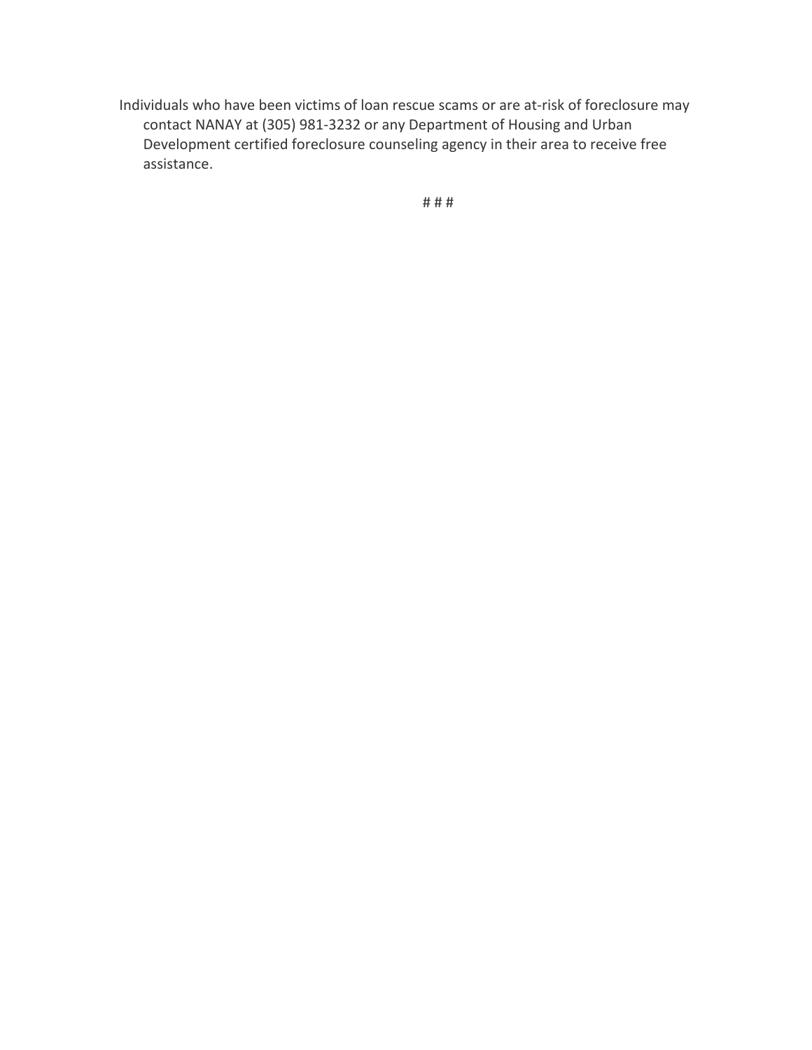Individuals who have been victims of loan rescue scams or are at-risk of foreclosure may contact NANAY at (305) 981-3232 or any Department of Housing and Urban Development certified foreclosure counseling agency in their area to receive free assistance.

# # #